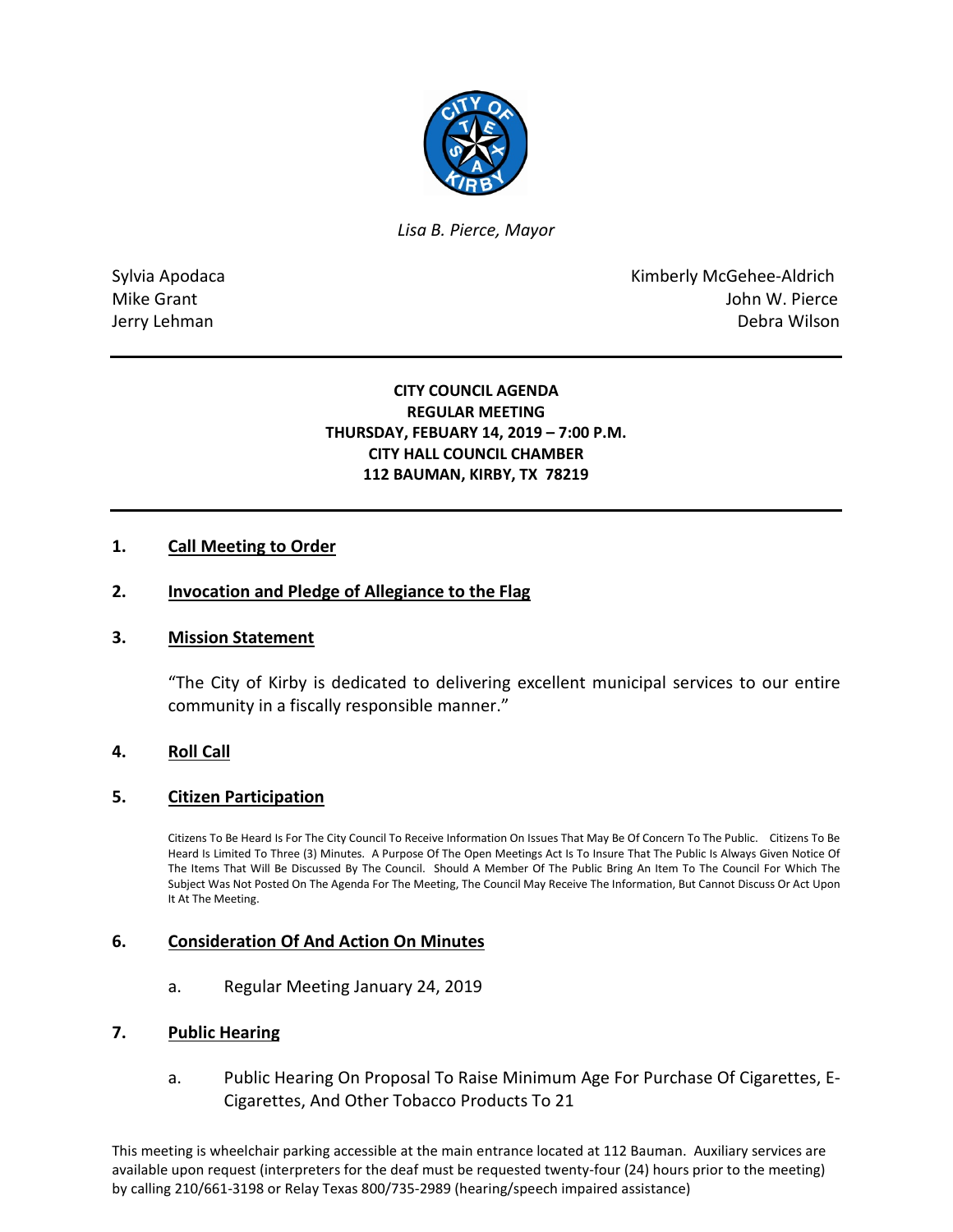*Lisa B. Pierce, Mayor*

Sylvia Apodaca
Mike Grant
Jerry Lehman

Kimberly McGehee-Aldrich
John W. Pierce
Debra Wilson

**CITY COUNCIL AGENDA**
**REGULAR MEETING**
**THURSDAY, FEBUARY 14, 2019 – 7:00 P.M.**
**CITY HALL COUNCIL CHAMBER**
**112 BAUMAN, KIRBY, TX 78219**

## 1. Call Meeting to Order

## 2. Invocation and Pledge of Allegiance to the Flag

## 3. Mission Statement

"The City of Kirby is dedicated to delivering excellent municipal services to our entire community in a fiscally responsible manner."

## 4. Roll Call

## 5. Citizen Participation

Citizens To Be Heard Is For The City Council To Receive Information On Issues That May Be Of Concern To The Public. Citizens To Be Heard Is Limited To Three (3) Minutes. A Purpose Of The Open Meetings Act Is To Insure That The Public Is Always Given Notice Of The Items That Will Be Discussed By The Council. Should A Member Of The Public Bring An Item To The Council For Which The Subject Was Not Posted On The Agenda For The Meeting, The Council May Receive The Information, But Cannot Discuss Or Act Upon It At The Meeting.

## 6. Consideration Of And Action On Minutes

a. Regular Meeting January 24, 2019

## 7. Public Hearing

a. Public Hearing On Proposal To Raise Minimum Age For Purchase Of Cigarettes, E-Cigarettes, And Other Tobacco Products To 21

This meeting is wheelchair parking accessible at the main entrance located at 112 Bauman. Auxiliary services are available upon request (interpreters for the deaf must be requested twenty-four (24) hours prior to the meeting) by calling 210/661-3198 or Relay Texas 800/735-2989 (hearing/speech impaired assistance)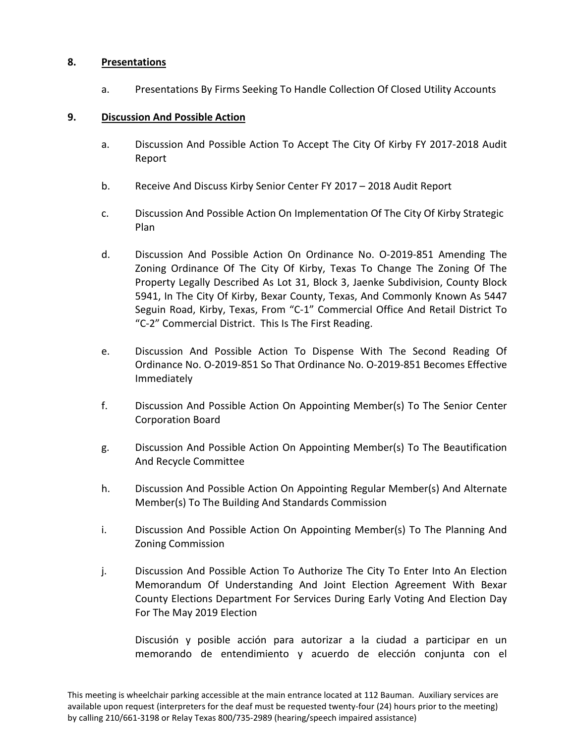**8. Presentations**

a. Presentations By Firms Seeking To Handle Collection Of Closed Utility Accounts

**9. Discussion And Possible Action**

a. Discussion And Possible Action To Accept The City Of Kirby FY 2017-2018 Audit Report

b. Receive And Discuss Kirby Senior Center FY 2017 – 2018 Audit Report

c. Discussion And Possible Action On Implementation Of The City Of Kirby Strategic Plan

d. Discussion And Possible Action On Ordinance No. O-2019-851 Amending The Zoning Ordinance Of The City Of Kirby, Texas To Change The Zoning Of The Property Legally Described As Lot 31, Block 3, Jaenke Subdivision, County Block 5941, In The City Of Kirby, Bexar County, Texas, And Commonly Known As 5447 Seguin Road, Kirby, Texas, From "C-1" Commercial Office And Retail District To "C-2" Commercial District. This Is The First Reading.

e. Discussion And Possible Action To Dispense With The Second Reading Of Ordinance No. O-2019-851 So That Ordinance No. O-2019-851 Becomes Effective Immediately

f. Discussion And Possible Action On Appointing Member(s) To The Senior Center Corporation Board

g. Discussion And Possible Action On Appointing Member(s) To The Beautification And Recycle Committee

h. Discussion And Possible Action On Appointing Regular Member(s) And Alternate Member(s) To The Building And Standards Commission

i. Discussion And Possible Action On Appointing Member(s) To The Planning And Zoning Commission

j. Discussion And Possible Action To Authorize The City To Enter Into An Election Memorandum Of Understanding And Joint Election Agreement With Bexar County Elections Department For Services During Early Voting And Election Day For The May 2019 Election

Discusión y posible acción para autorizar a la ciudad a participar en un memorando de entendimiento y acuerdo de elección conjunta con el

This meeting is wheelchair parking accessible at the main entrance located at 112 Bauman. Auxiliary services are available upon request (interpreters for the deaf must be requested twenty-four (24) hours prior to the meeting) by calling 210/661-3198 or Relay Texas 800/735-2989 (hearing/speech impaired assistance)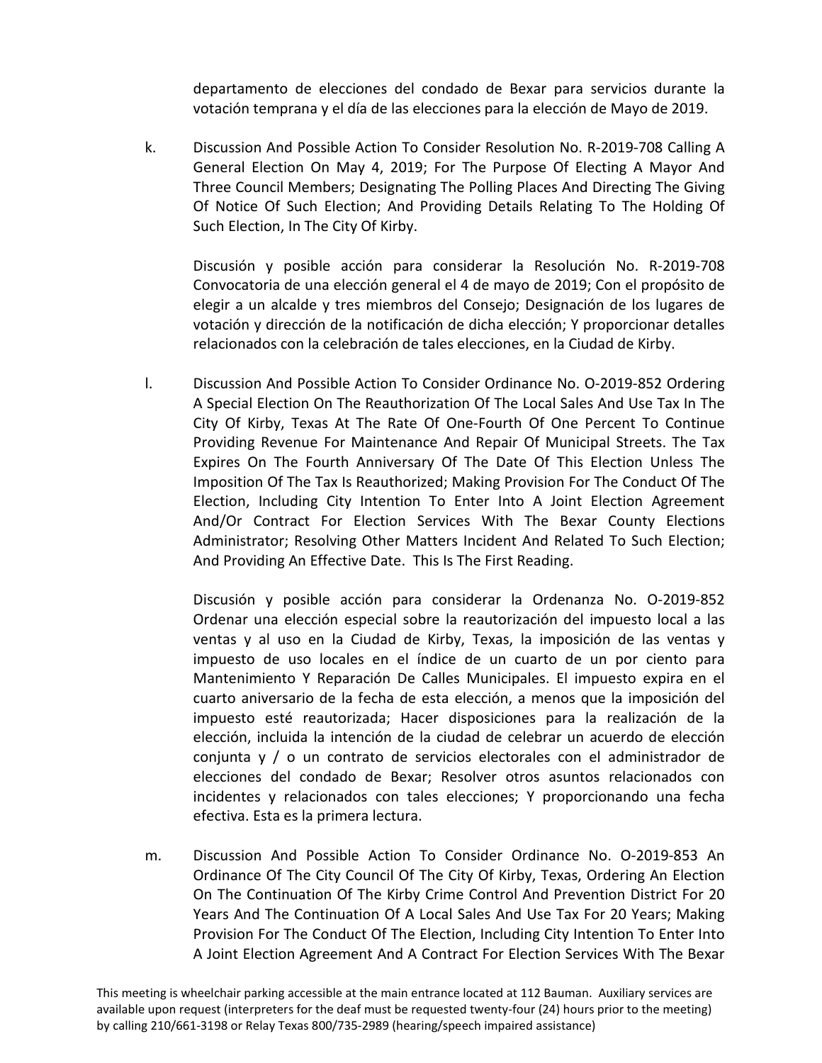departamento de elecciones del condado de Bexar para servicios durante la votación temprana y el día de las elecciones para la elección de Mayo de 2019.

k. Discussion And Possible Action To Consider Resolution No. R-2019-708 Calling A General Election On May 4, 2019; For The Purpose Of Electing A Mayor And Three Council Members; Designating The Polling Places And Directing The Giving Of Notice Of Such Election; And Providing Details Relating To The Holding Of Such Election, In The City Of Kirby.

   Discusión y posible acción para considerar la Resolución No. R-2019-708 Convocatoria de una elección general el 4 de mayo de 2019; Con el propósito de elegir a un alcalde y tres miembros del Consejo; Designación de los lugares de votación y dirección de la notificación de dicha elección; Y proporcionar detalles relacionados con la celebración de tales elecciones, en la Ciudad de Kirby.

l. Discussion And Possible Action To Consider Ordinance No. O-2019-852 Ordering A Special Election On The Reauthorization Of The Local Sales And Use Tax In The City Of Kirby, Texas At The Rate Of One-Fourth Of One Percent To Continue Providing Revenue For Maintenance And Repair Of Municipal Streets. The Tax Expires On The Fourth Anniversary Of The Date Of This Election Unless The Imposition Of The Tax Is Reauthorized; Making Provision For The Conduct Of The Election, Including City Intention To Enter Into A Joint Election Agreement And/Or Contract For Election Services With The Bexar County Elections Administrator; Resolving Other Matters Incident And Related To Such Election; And Providing An Effective Date. This Is The First Reading.

   Discusión y posible acción para considerar la Ordenanza No. O-2019-852 Ordenar una elección especial sobre la reautorización del impuesto local a las ventas y al uso en la Ciudad de Kirby, Texas, la imposición de las ventas y impuesto de uso locales en el índice de un cuarto de un por ciento para Mantenimiento Y Reparación De Calles Municipales. El impuesto expira en el cuarto aniversario de la fecha de esta elección, a menos que la imposición del impuesto esté reautorizada; Hacer disposiciones para la realización de la elección, incluida la intención de la ciudad de celebrar un acuerdo de elección conjunta y / o un contrato de servicios electorales con el administrador de elecciones del condado de Bexar; Resolver otros asuntos relacionados con incidentes y relacionados con tales elecciones; Y proporcionando una fecha efectiva. Esta es la primera lectura.

m. Discussion And Possible Action To Consider Ordinance No. O-2019-853 An Ordinance Of The City Council Of The City Of Kirby, Texas, Ordering An Election On The Continuation Of The Kirby Crime Control And Prevention District For 20 Years And The Continuation Of A Local Sales And Use Tax For 20 Years; Making Provision For The Conduct Of The Election, Including City Intention To Enter Into A Joint Election Agreement And A Contract For Election Services With The Bexar

This meeting is wheelchair parking accessible at the main entrance located at 112 Bauman. Auxiliary services are available upon request (interpreters for the deaf must be requested twenty-four (24) hours prior to the meeting) by calling 210/661-3198 or Relay Texas 800/735-2989 (hearing/speech impaired assistance)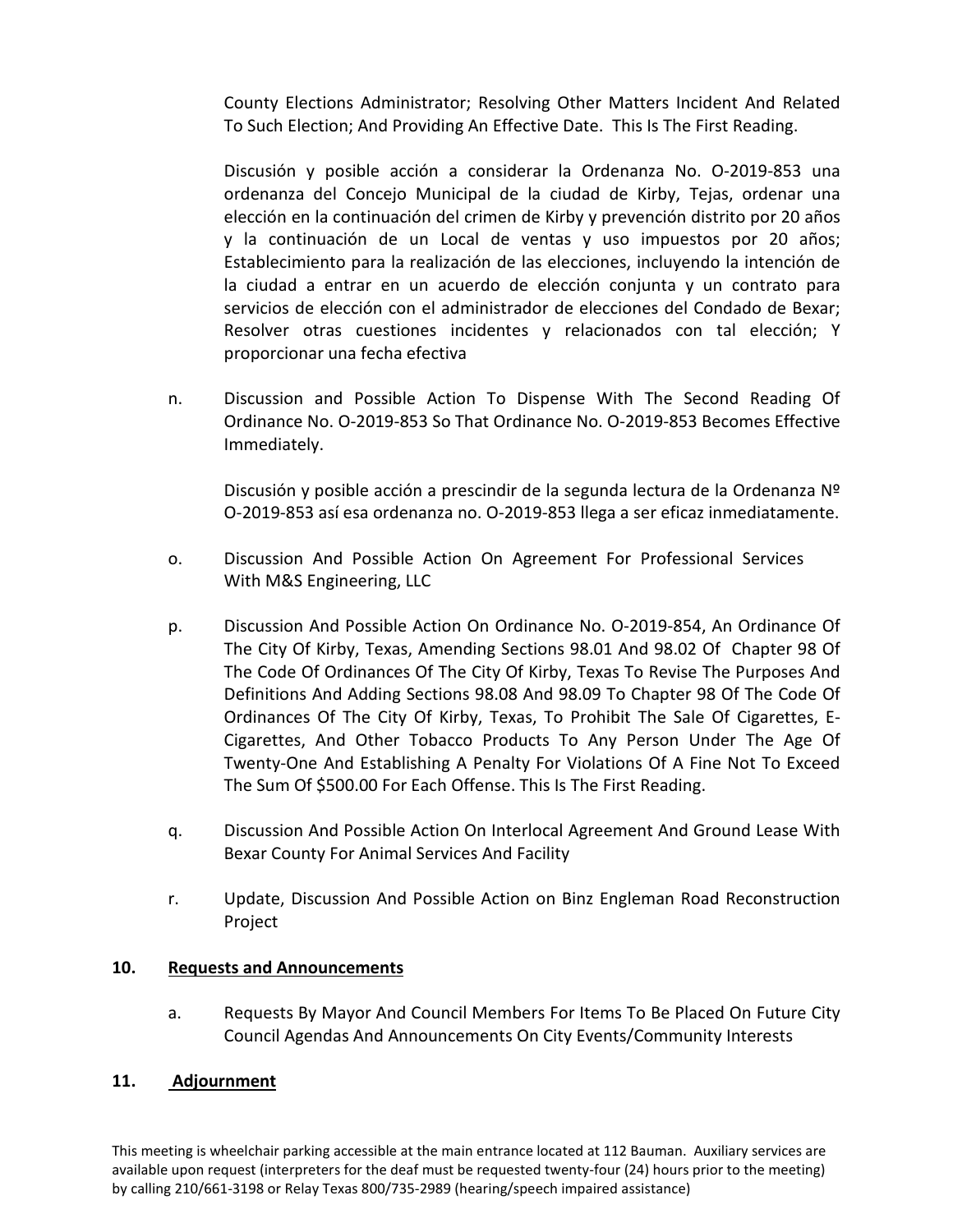County Elections Administrator; Resolving Other Matters Incident And Related To Such Election; And Providing An Effective Date. This Is The First Reading.

Discusión y posible acción a considerar la Ordenanza No. O-2019-853 una ordenanza del Concejo Municipal de la ciudad de Kirby, Tejas, ordenar una elección en la continuación del crimen de Kirby y prevención distrito por 20 años y la continuación de un Local de ventas y uso impuestos por 20 años; Establecimiento para la realización de las elecciones, incluyendo la intención de la ciudad a entrar en un acuerdo de elección conjunta y un contrato para servicios de elección con el administrador de elecciones del Condado de Bexar; Resolver otras cuestiones incidentes y relacionados con tal elección; Y proporcionar una fecha efectiva

n. Discussion and Possible Action To Dispense With The Second Reading Of Ordinance No. O-2019-853 So That Ordinance No. O-2019-853 Becomes Effective Immediately.

   Discusión y posible acción a prescindir de la segunda lectura de la Ordenanza Nº O-2019-853 así esa ordenanza no. O-2019-853 llega a ser eficaz inmediatamente.

o. Discussion And Possible Action On Agreement For Professional Services With M&S Engineering, LLC

p. Discussion And Possible Action On Ordinance No. O-2019-854, An Ordinance Of The City Of Kirby, Texas, Amending Sections 98.01 And 98.02 Of Chapter 98 Of The Code Of Ordinances Of The City Of Kirby, Texas To Revise The Purposes And Definitions And Adding Sections 98.08 And 98.09 To Chapter 98 Of The Code Of Ordinances Of The City Of Kirby, Texas, To Prohibit The Sale Of Cigarettes, E-Cigarettes, And Other Tobacco Products To Any Person Under The Age Of Twenty-One And Establishing A Penalty For Violations Of A Fine Not To Exceed The Sum Of $500.00 For Each Offense. This Is The First Reading.

q. Discussion And Possible Action On Interlocal Agreement And Ground Lease With Bexar County For Animal Services And Facility

r. Update, Discussion And Possible Action on Binz Engleman Road Reconstruction Project

## 10. Requests and Announcements

a. Requests By Mayor And Council Members For Items To Be Placed On Future City Council Agendas And Announcements On City Events/Community Interests

## 11. Adjournment

This meeting is wheelchair parking accessible at the main entrance located at 112 Bauman. Auxiliary services are available upon request (interpreters for the deaf must be requested twenty-four (24) hours prior to the meeting) by calling 210/661-3198 or Relay Texas 800/735-2989 (hearing/speech impaired assistance)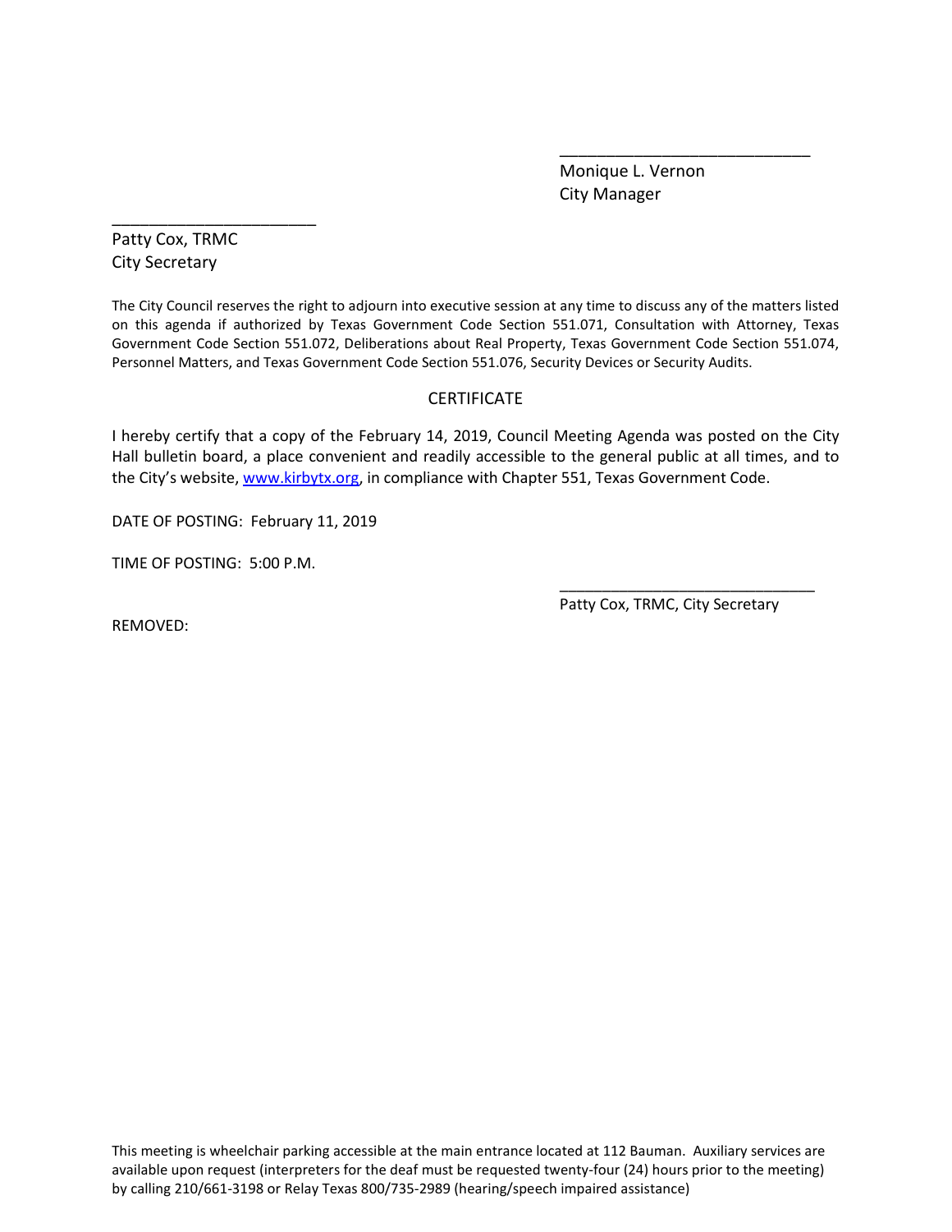\_\_\_\_\_\_\_\_\_\_\_\_\_\_\_\_\_\_\_\_\_\_\_\_\_\_\_\_

Monique L. Vernon
City Manager

\_\_\_\_\_\_\_\_\_\_\_\_\_\_\_\_\_\_\_\_\_\_\_\_\_\_

Patty Cox, TRMC
City Secretary

The City Council reserves the right to adjourn into executive session at any time to discuss any of the matters listed on this agenda if authorized by Texas Government Code Section 551.071, Consultation with Attorney, Texas Government Code Section 551.072, Deliberations about Real Property, Texas Government Code Section 551.074, Personnel Matters, and Texas Government Code Section 551.076, Security Devices or Security Audits.

## CERTIFICATE

I hereby certify that a copy of the February 14, 2019, Council Meeting Agenda was posted on the City Hall bulletin board, a place convenient and readily accessible to the general public at all times, and to the City's website, www.kirbytx.org, in compliance with Chapter 551, Texas Government Code.

DATE OF POSTING: February 11, 2019

TIME OF POSTING: 5:00 P.M.

\_\_\_\_\_\_\_\_\_\_\_\_\_\_\_\_\_\_\_\_\_\_\_\_\_\_\_\_\_\_

Patty Cox, TRMC, City Secretary

REMOVED:

This meeting is wheelchair parking accessible at the main entrance located at 112 Bauman. Auxiliary services are available upon request (interpreters for the deaf must be requested twenty-four (24) hours prior to the meeting) by calling 210/661-3198 or Relay Texas 800/735-2989 (hearing/speech impaired assistance)